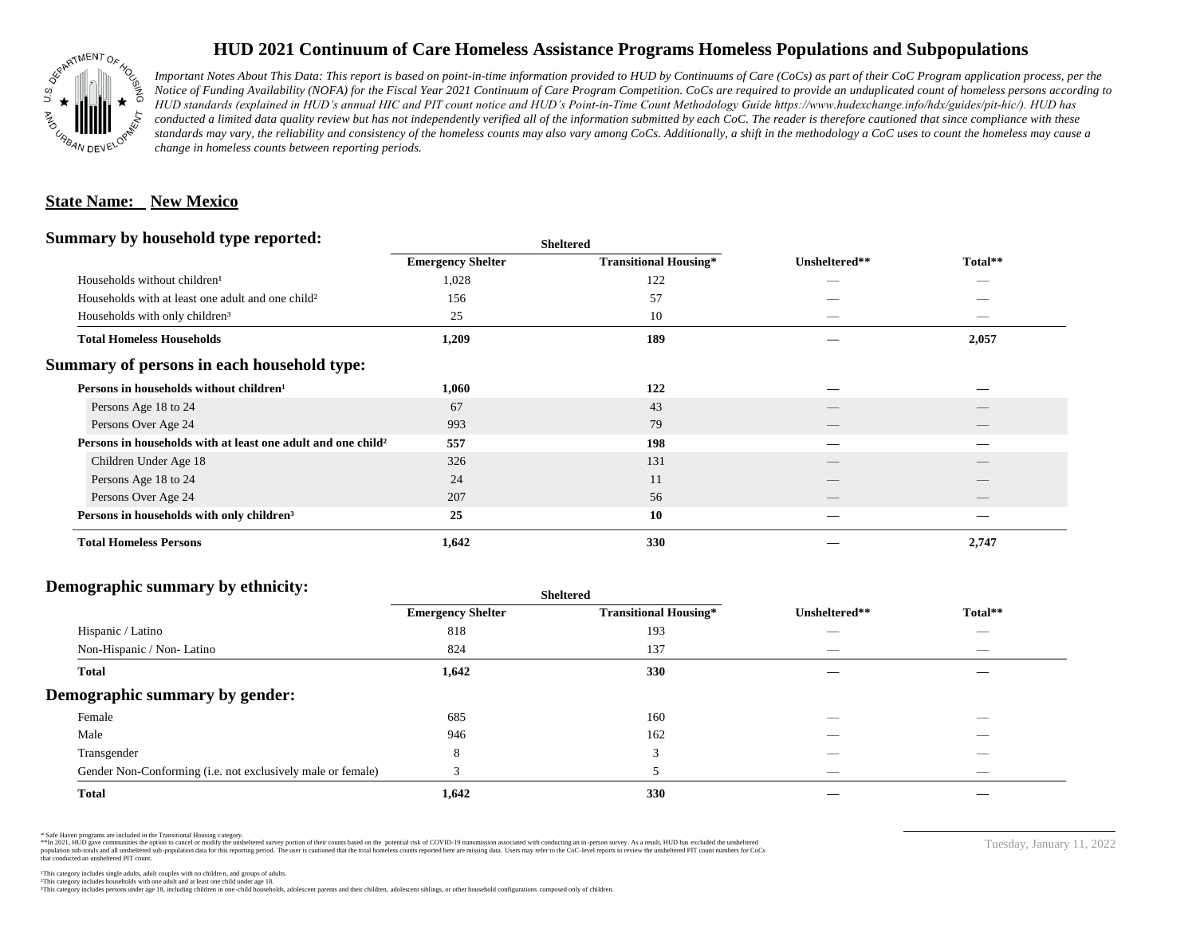# HUD 2021 Continuum of Care Homeless Assistance Programs Homeless Populations and Subpopulations

*Important Notes About This Data: This report is based on point-in-time information provided to HUD by Continuums of Care (CoCs) as part of their CoC Program application process, per the Notice of Funding Availability (NOFA) for the Fiscal Year 2021 Continuum of Care Program Competition. CoCs are required to provide an unduplicated count of homeless persons according to HUD standards (explained in HUD's annual HIC and PIT count notice and HUD's Point-in-Time Count Methodology Guide https://www.hudexchange.info/hdx/guides/pit-hic/). HUD has conducted a limited data quality review but has not independently verified all of the information submitted by each CoC. The reader is therefore cautioned that since compliance with these standards may vary, the reliability and consistency of the homeless counts may also vary among CoCs. Additionally, a shift in the methodology a CoC uses to count the homeless may cause a change in homeless counts between reporting periods.*

**State Name: New Mexico**

## Summary by household type reported:

| | Sheltered | | | |
|---|---|---|---|---|
| | Emergency Shelter | Transitional Housing* | Unsheltered** | Total** |
| Households without children¹ | 1,028 | 122 | — | — |
| Households with at least one adult and one child² | 156 | 57 | — | — |
| Households with only children³ | 25 | 10 | — | — |
| **Total Homeless Households** | **1,209** | **189** | **—** | **2,057** |

## Summary of persons in each household type:

| | Emergency Shelter | Transitional Housing* | Unsheltered** | Total** |
|---|---|---|---|---|
| **Persons in households without children¹** | **1,060** | **122** | **—** | **—** |
| Persons Age 18 to 24 | 67 | 43 | — | — |
| Persons Over Age 24 | 993 | 79 | — | — |
| **Persons in households with at least one adult and one child²** | **557** | **198** | **—** | **—** |
| Children Under Age 18 | 326 | 131 | — | — |
| Persons Age 18 to 24 | 24 | 11 | — | — |
| Persons Over Age 24 | 207 | 56 | — | — |
| **Persons in households with only children³** | **25** | **10** | **—** | **—** |
| **Total Homeless Persons** | **1,642** | **330** | **—** | **2,747** |

## Demographic summary by ethnicity:

| | Sheltered | | | |
|---|---|---|---|---|
| | Emergency Shelter | Transitional Housing* | Unsheltered** | Total** |
| Hispanic / Latino | 818 | 193 | — | — |
| Non-Hispanic / Non- Latino | 824 | 137 | — | — |
| **Total** | **1,642** | **330** | **—** | **—** |

## Demographic summary by gender:

| | Emergency Shelter | Transitional Housing* | Unsheltered** | Total** |
|---|---|---|---|---|
| Female | 685 | 160 | — | — |
| Male | 946 | 162 | — | — |
| Transgender | 8 | 3 | — | — |
| Gender Non-Conforming (i.e. not exclusively male or female) | 3 | 5 | — | — |
| **Total** | **1,642** | **330** | **—** | **—** |

\* Safe Haven programs are included in the Transitional Housing category.
\*\*In 2021, HUD gave communities the option to cancel or modify the unsheltered survey portion of their counts based on the potential risk of COVID-19 transmission associated with conducting an in-person survey. As a result, HUD has excluded the unsheltered population sub-totals and all unsheltered sub-population data for this reporting period. The user is cautioned that the total homeless counts reported here are missing data. Users may refer to the CoC-level reports to review the unsheltered PIT count numbers for CoCs that conducted an unsheltered PIT count.

¹This category includes single adults, adult couples with no children, and groups of adults.
²This category includes households with one adult and at least one child under age 18.
³This category includes persons under age 18, including children in one-child households, adolescent parents and their children, adolescent siblings, or other household configurations composed only of children.

Tuesday, January 11, 2022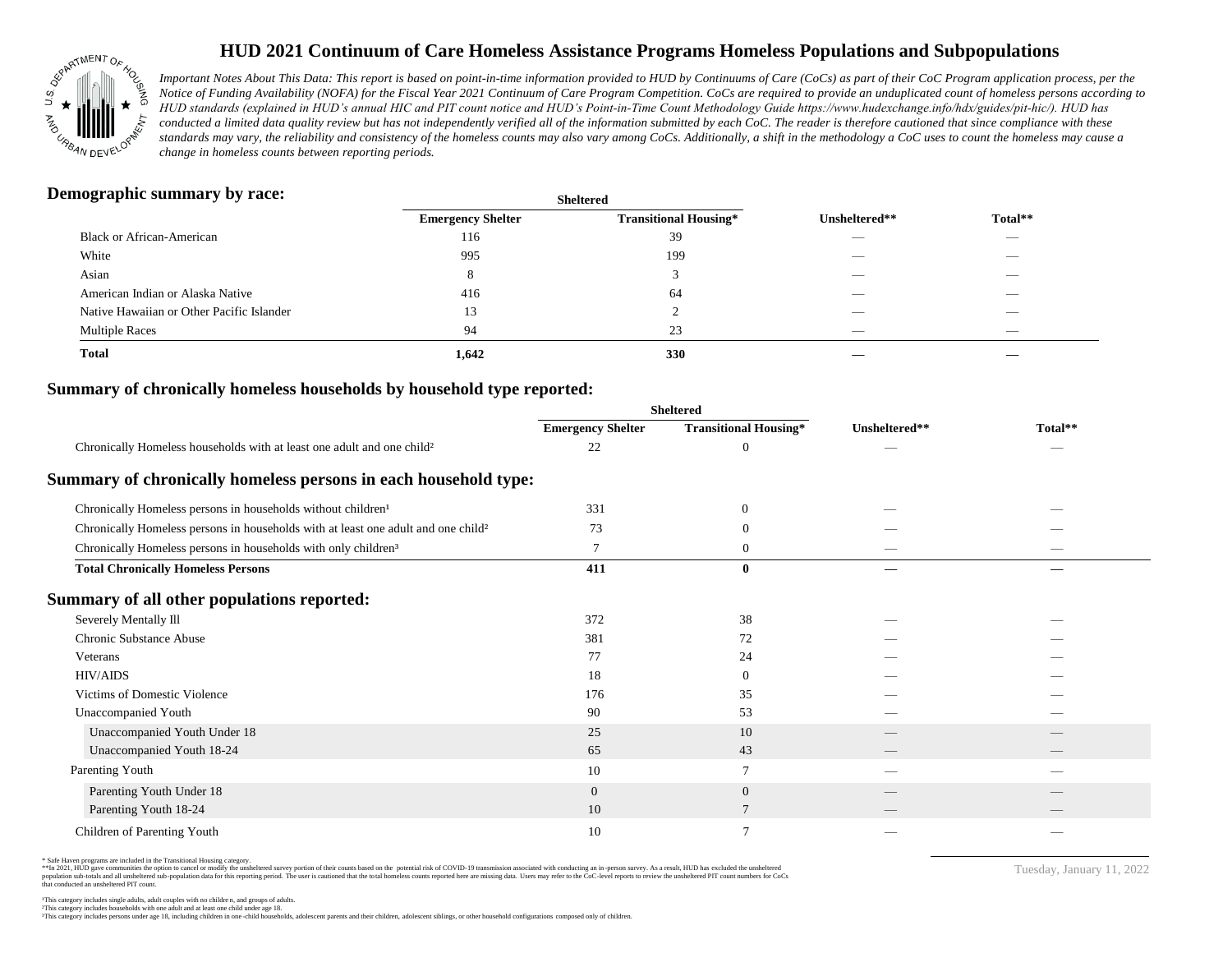# HUD 2021 Continuum of Care Homeless Assistance Programs Homeless Populations and Subpopulations

*Important Notes About This Data: This report is based on point-in-time information provided to HUD by Continuums of Care (CoCs) as part of their CoC Program application process, per the Notice of Funding Availability (NOFA) for the Fiscal Year 2021 Continuum of Care Program Competition. CoCs are required to provide an unduplicated count of homeless persons according to HUD standards (explained in HUD's annual HIC and PIT count notice and HUD's Point-in-Time Count Methodology Guide https://www.hudexchange.info/hdx/guides/pit-hic/). HUD has conducted a limited data quality review but has not independently verified all of the information submitted by each CoC. The reader is therefore cautioned that since compliance with these standards may vary, the reliability and consistency of the homeless counts may also vary among CoCs. Additionally, a shift in the methodology a CoC uses to count the homeless may cause a change in homeless counts between reporting periods.*

## Demographic summary by race:

| | Sheltered | | | |
|---|---|---|---|---|
| | Emergency Shelter | Transitional Housing* | Unsheltered** | Total** |
| Black or African-American | 116 | 39 | — | — |
| White | 995 | 199 | — | — |
| Asian | 8 | 3 | — | — |
| American Indian or Alaska Native | 416 | 64 | — | — |
| Native Hawaiian or Other Pacific Islander | 13 | 2 | — | — |
| Multiple Races | 94 | 23 | — | — |
| **Total** | **1,642** | **330** | **—** | **—** |

## Summary of chronically homeless households by household type reported:

| | Sheltered | | | |
|---|---|---|---|---|
| | Emergency Shelter | Transitional Housing* | Unsheltered** | Total** |
| Chronically Homeless households with at least one adult and one child² | 22 | 0 | — | — |

## Summary of chronically homeless persons in each household type:

| | Emergency Shelter | Transitional Housing* | Unsheltered** | Total** |
|---|---|---|---|---|
| Chronically Homeless persons in households without children¹ | 331 | 0 | — | — |
| Chronically Homeless persons in households with at least one adult and one child² | 73 | 0 | — | — |
| Chronically Homeless persons in households with only children³ | 7 | 0 | — | — |
| **Total Chronically Homeless Persons** | **411** | **0** | **—** | **—** |

## Summary of all other populations reported:

| | Emergency Shelter | Transitional Housing* | Unsheltered** | Total** |
|---|---|---|---|---|
| Severely Mentally Ill | 372 | 38 | — | — |
| Chronic Substance Abuse | 381 | 72 | — | — |
| Veterans | 77 | 24 | — | — |
| HIV/AIDS | 18 | 0 | — | — |
| Victims of Domestic Violence | 176 | 35 | — | — |
| Unaccompanied Youth | 90 | 53 | — | — |
| Unaccompanied Youth Under 18 | 25 | 10 | — | — |
| Unaccompanied Youth 18-24 | 65 | 43 | — | — |
| Parenting Youth | 10 | 7 | — | — |
| Parenting Youth Under 18 | 0 | 0 | — | — |
| Parenting Youth 18-24 | 10 | 7 | — | — |
| Children of Parenting Youth | 10 | 7 | — | — |

\* Safe Haven programs are included in the Transitional Housing category.
\*\*In 2021, HUD gave communities the option to cancel or modify the unsheltered survey portion of their counts based on the potential risk of COVID-19 transmission associated with conducting an in-person survey. As a result, HUD has excluded the unsheltered population sub-totals and all unsheltered sub-population data for this reporting period. The user is cautioned that the total homeless counts reported here are missing data. Users may refer to the CoC-level reports to review the unsheltered PIT count numbers for CoCs that conducted an unsheltered PIT count.

¹This category includes single adults, adult couples with no children, and groups of adults.
²This category includes households with one adult and at least one child under age 18.
³This category includes persons under age 18, including children in one-child households, adolescent parents and their children, adolescent siblings, or other household configurations composed only of children.

Tuesday, January 11, 2022